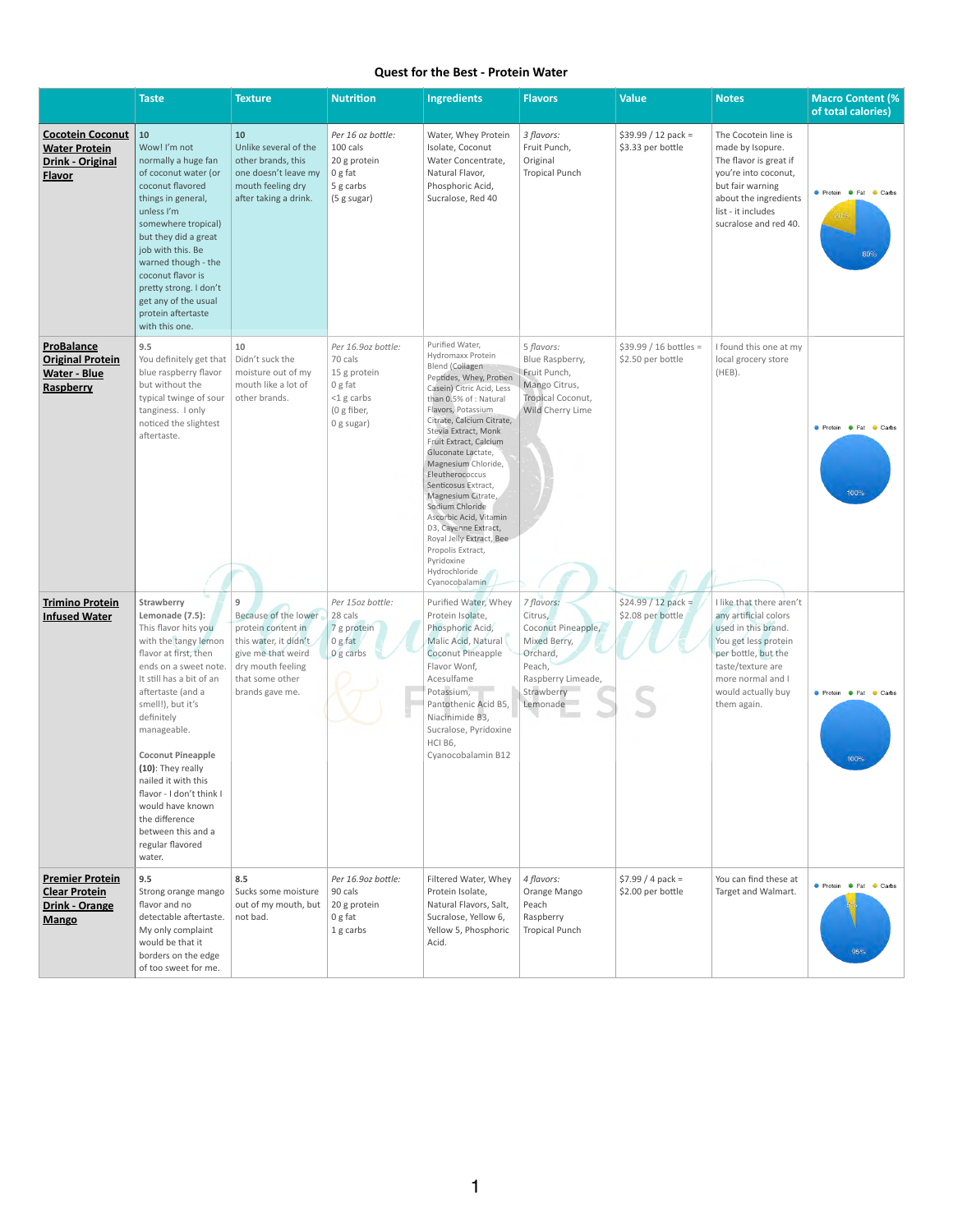# Quest for the Best - Protein Water

| | Taste | Texture | Nutrition | Ingredients | Flavors | Value | Notes | Macro Content (% of total calories) |
|---|---|---|---|---|---|---|---|---|
| **Cocotein Coconut Water Protein Drink - Original Flavor** | 10<br>Wow! I'm not normally a huge fan of coconut water (or coconut flavored things in general, unless I'm somewhere tropical) but they did a great job with this. Be warned though - the coconut flavor is pretty strong. I don't get any of the usual protein aftertaste with this one. | 10<br>Unlike several of the other brands, this one doesn't leave my mouth feeling dry after taking a drink. | *Per 16 oz bottle:*<br>100 cals<br>20 g protein<br>0 g fat<br>5 g carbs<br>(5 g sugar) | Water, Whey Protein Isolate, Coconut Water Concentrate, Natural Flavor, Phosphoric Acid, Sucralose, Red 40 | *3 flavors:*<br>Fruit Punch,<br>Original<br>Tropical Punch | $39.99 / 12 pack = $3.33 per bottle | The Cocotein line is made by Isopure. The flavor is great if you're into coconut, but fair warning about the ingredients list - it includes sucralose and red 40. | Protein • Fat • Carbs<br>20% / 80% |
| **ProBalance Original Protein Water - Blue Raspberry** | 9.5<br>You definitely get that blue raspberry flavor but without the typical twinge of sour tanginess. I only noticed the slightest aftertaste. | 10<br>Didn't suck the moisture out of my mouth like a lot of other brands. | *Per 16.9oz bottle:*<br>70 cals<br>15 g protein<br>0 g fat<br><1 g carbs<br>(0 g fiber,<br>0 g sugar) | Purified Water, Hydromaxx Protein Blend (Collagen Peptides, Whey, Protien Casein) Citric Acid, Less than 0.5% of : Natural Flavors, Potassium Citrate, Calcium Citrate, Stevia Extract, Monk Fruit Extract, Calcium Gluconate Lactate, Magnesium Chloride, Eleutherococcus Senticosus Extract, Magnesium Citrate, Sodium Chloride Ascorbic Acid, Vitamin D3, Cayenne Extract, Royal Jelly Extract, Bee Propolis Extract, Pyridoxine Hydrochloride Cyanocobalamin | *5 flavors:*<br>Blue Raspberry,<br>Fruit Punch,<br>Mango Citrus,<br>Tropical Coconut,<br>Wild Cherry Lime | $39.99 / 16 bottles = $2.50 per bottle | I found this one at my local grocery store (HEB). | Protein • Fat • Carbs<br>100% |
| **Trimino Protein Infused Water** | **Strawberry Lemonade (7.5):** This flavor hits you with the tangy lemon flavor at first, then ends on a sweet note. It still has a bit of an aftertaste (and a smell!), but it's definitely manageable.<br><br>**Coconut Pineapple (10)**: They really nailed it with this flavor - I don't think I would have known the difference between this and a regular flavored water. | 9<br>Because of the lower protein content in this water, it didn't give me that weird dry mouth feeling that some other brands gave me. | *Per 15oz bottle:*<br>28 cals<br>7 g protein<br>0 g fat<br>0 g carbs | Purified Water, Whey Protein Isolate, Phosphoric Acid, Malic Acid, Natural Coconut Pineapple Flavor Wonf, Acesulfame Potassium, Pantothenic Acid B5, Niacinimide B3, Sucralose, Pyridoxine HCI B6, Cyanocobalamin B12 | *7 flavors:*<br>Citrus,<br>Coconut Pineapple,<br>Mixed Berry,<br>Orchard,<br>Peach,<br>Raspberry Limeade,<br>Strawberry Lemonade | $24.99 / 12 pack = $2.08 per bottle | I like that there aren't any artificial colors used in this brand. You get less protein per bottle, but the taste/texture are more normal and I would actually buy them again. | Protein • Fat • Carbs<br>100% |
| **Premier Protein Clear Protein Drink - Orange Mango** | 9.5<br>Strong orange mango flavor and no detectable aftertaste. My only complaint would be that it borders on the edge of too sweet for me. | 8.5<br>Sucks some moisture out of my mouth, but not bad. | *Per 16.9oz bottle:*<br>90 cals<br>20 g protein<br>0 g fat<br>1 g carbs | Filtered Water, Whey Protein Isolate, Natural Flavors, Salt, Sucralose, Yellow 5, Yellow 6, Phosphoric Acid. | *4 flavors:*<br>Orange Mango<br>Peach<br>Raspberry<br>Tropical Punch | $7.99 / 4 pack = $2.00 per bottle | You can find these at Target and Walmart. | Protein • Fat • Carbs<br>5% / 95% |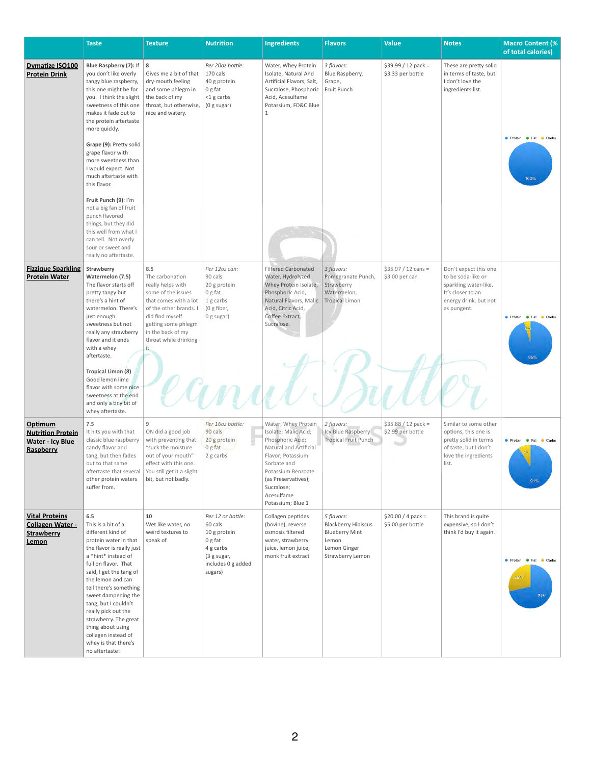| | Taste | Texture | Nutrition | Ingredients | Flavors | Value | Notes | Macro Content (% of total calories) |
|---|---|---|---|---|---|---|---|---|
| **Dymatize ISO100 Protein Drink** | **Blue Raspberry (7):** If you don't like overly tangy blue raspberry, this one might be for you. I think the slight sweetness of this one makes it fade out to the protein aftertaste more quickly.<br><br>**Grape (9):** Pretty solid grape flavor with more sweetness than I would expect. Not much aftertaste with this flavor.<br><br>**Fruit Punch (9):** I'm not a big fan of fruit punch flavored things, but they did this well from what I can tell. Not overly sour or sweet and really no aftertaste. | **8**<br>Gives me a bit of that dry-mouth feeling and some phlegm in the back of my throat, but otherwise, nice and watery. | *Per 20oz bottle:*<br>170 cals<br>40 g protein<br>0 g fat<br><1 g carbs<br>(0 g sugar) | Water, Whey Protein Isolate, Natural And Artificial Flavors, Salt, Sucralose, Phosphoric Acid, Acesulfame Potassium, FD&C Blue 1 | *3 flavors:*<br>Blue Raspberry,<br>Grape,<br>Fruit Punch | $39.99 / 12 pack = $3.33 per bottle | These are pretty solid in terms of taste, but I don't love the ingredients list. | Protein / Fat / Carbs: Protein 100% |
| **Fizzique Sparkling Protein Water** | **Strawberry Watermelon (7.5)**<br>The flavor starts off pretty tangy but there's a hint of watermelon. There's just enough sweetness but not really any strawberry flavor and it ends with a whey aftertaste.<br><br>**Tropical Limon (8)**<br>Good lemon lime flavor with some nice sweetness at the end and only a tiny bit of whey aftertaste. | **8.5**<br>The carbonation really helps with some of the issues that comes with a lot of the other brands. I did find myself getting some phlegm in the back of my throat while drinking it. | *Per 12oz can:*<br>90 cals<br>20 g protein<br>0 g fat<br>1 g carbs<br>(0 g fiber,<br>0 g sugar) | Filtered Carbonated Water, Hydrolyzed Whey Protein Isolate, Phosphoric Acid, Natural Flavors, Malic Acid, Citric Acid, Coffee Extract, Sucralose. | *3 flavors:*<br>Pomegranate Punch,<br>Strawberry Watermelon,<br>Tropical Limon | $35.97 / 12 cans = $3.00 per can | Don't expect this one to be soda-like or sparkling water-like. It's closer to an energy drink, but not as pungent. | Protein / Fat / Carbs: Protein 95%, Carbs 5% |
| **Optimum Nutrition Protein Water - Icy Blue Raspberry** | **7.5**<br>It hits you with that classic blue raspberry candy flavor and tang, but then fades out to that same aftertaste that several other protein waters suffer from. | **9**<br>ON did a good job with preventing that "suck the moisture out of your mouth" effect with this one. You still get it a slight bit, but not badly. | *Per 16oz bottle:*<br>90 cals<br>20 g protein<br>0 g fat<br>2 g carbs | Water; Whey Protein Isolate; Malic Acid; Phosphoric Acid; Natural and Artificial Flavor; Potassium Sorbate and Potassium Benzoate (as Preservatives); Sucralose; Acesulfame Potassium; Blue 1 | *2 flavors:*<br>Icy Blue Raspberry<br>Tropical Fruit Punch | $35.88 / 12 pack = $2.99 per bottle | Similar to some other options, this one is pretty solid in terms of taste, but I don't love the ingredients list. | Protein / Fat / Carbs: Protein 91%, Carbs 9% |
| **Vital Proteins Collagen Water - Strawberry Lemon** | **6.5**<br>This is a bit of a different kind of protein water in that the flavor is really just a *hint* instead of full on flavor. That said, I get the tang of the lemon and can tell there's something sweet dampening the tang, but I couldn't really pick out the strawberry. The great thing about using collagen instead of whey is that there's no aftertaste! | **10**<br>Wet like water, no weird textures to speak of. | *Per 12 oz bottle:*<br>60 cals<br>10 g protein<br>0 g fat<br>4 g carbs<br>(3 g sugar, includes 0 g added sugars) | Collagen peptides (bovine), reverse osmosis filtered water, strawberry juice, lemon juice, monk fruit extract | *5 flavors:*<br>Blackberry Hibiscus<br>Blueberry Mint<br>Lemon<br>Lemon Ginger<br>Strawberry Lemon | $20.00 / 4 pack = $5.00 per bottle | This brand is quite expensive, so I don't think I'd buy it again. | Protein / Fat / Carbs: Protein 71%, Carbs 29% |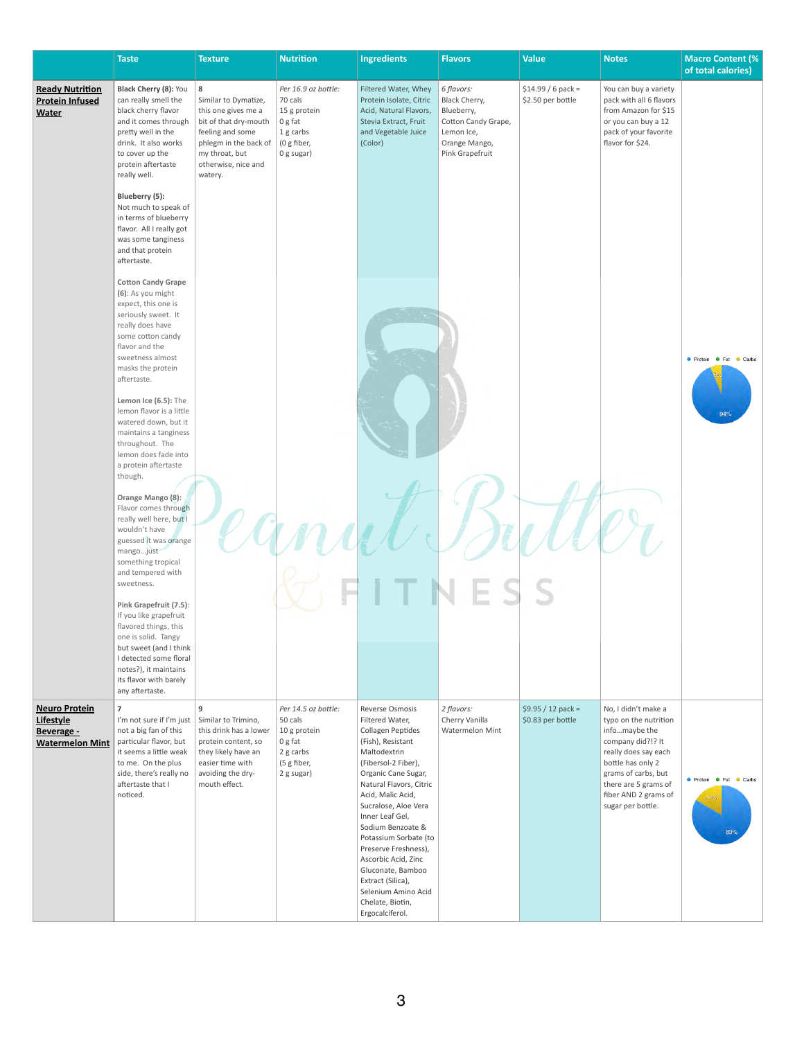| | Taste | Texture | Nutrition | Ingredients | Flavors | Value | Notes | Macro Content (% of total calories) |
|---|---|---|---|---|---|---|---|---|
| **Ready Nutrition Protein Infused Water** | **Black Cherry (8):** You can really smell the black cherry flavor and it comes through pretty well in the drink. It also works to cover up the protein aftertaste really well.<br><br>**Blueberry (5):** Not much to speak of in terms of blueberry flavor. All I really got was some tanginess and that protein aftertaste.<br><br>**Cotton Candy Grape (6):** As you might expect, this one is seriously sweet. It really does have some cotton candy flavor and the sweetness almost masks the protein aftertaste.<br><br>**Lemon Ice (6.5):** The lemon flavor is a little watered down, but it maintains a tanginess throughout. The lemon does fade into a protein aftertaste though.<br><br>**Orange Mango (8):** Flavor comes through really well here, but I wouldn't have guessed it was orange mango…just something tropical and tempered with sweetness.<br><br>**Pink Grapefruit (7.5):** If you like grapefruit flavored things, this one is solid. Tangy but sweet (and I think I detected some floral notes?), it maintains its flavor with barely any aftertaste. | **8**<br>Similar to Dymatize, this one gives me a bit of that dry-mouth feeling and some phlegm in the back of my throat, but otherwise, nice and watery. | *Per 16.9 oz bottle:*<br>70 cals<br>15 g protein<br>0 g fat<br>1 g carbs<br>(0 g fiber,<br>0 g sugar) | Filtered Water, Whey Protein Isolate, Citric Acid, Natural Flavors, Stevia Extract, Fruit and Vegetable Juice (Color) | *6 flavors:*<br>Black Cherry,<br>Blueberry,<br>Cotton Candy Grape,<br>Lemon Ice,<br>Orange Mango,<br>Pink Grapefruit | $14.99 / 6 pack = $2.50 per bottle | You can buy a variety pack with all 6 flavors from Amazon for $15 or you can buy a 12 pack of your favorite flavor for $24. | Protein / Fat / Carbs: 94% protein, 6% carbs |
| **Neuro Protein Lifestyle Beverage - Watermelon Mint** | **7**<br>I'm not sure if I'm just not a big fan of this particular flavor, but it seems a little weak to me. On the plus side, there's really no aftertaste that I noticed. | **9**<br>Similar to Trimino, this drink has a lower protein content, so they likely have an easier time with avoiding the dry-mouth effect. | *Per 14.5 oz bottle:*<br>50 cals<br>10 g protein<br>0 g fat<br>2 g carbs<br>(5 g fiber,<br>2 g sugar) | Reverse Osmosis Filtered Water, Collagen Peptides (Fish), Resistant Maltodextrin (Fibersol-2 Fiber), Organic Cane Sugar, Natural Flavors, Citric Acid, Malic Acid, Sucralose, Aloe Vera Inner Leaf Gel, Sodium Benzoate & Potassium Sorbate (to Preserve Freshness), Ascorbic Acid, Zinc Gluconate, Bamboo Extract (Silica), Selenium Amino Acid Chelate, Biotin, Ergocalciferol. | *2 flavors:*<br>Cherry Vanilla<br>Watermelon Mint | $9.95 / 12 pack = $0.83 per bottle | No, I didn't make a typo on the nutrition info…maybe the company did?!? It really does say each bottle has only 2 grams of carbs, but there are 5 grams of fiber AND 2 grams of sugar per bottle. | Protein / Fat / Carbs: 83% protein, 17% carbs |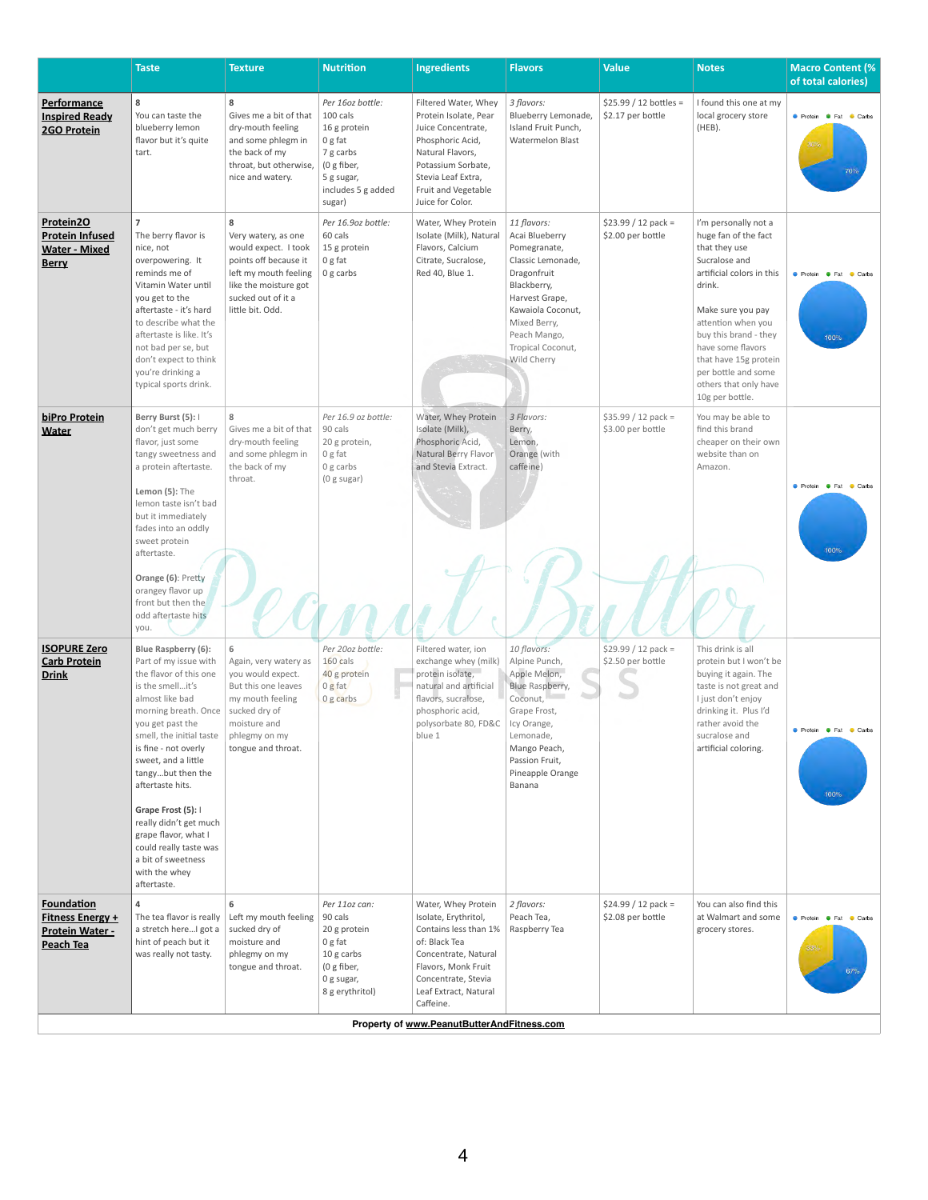| | Taste | Texture | Nutrition | Ingredients | Flavors | Value | Notes | Macro Content (% of total calories) |
|---|---|---|---|---|---|---|---|---|
| **Performance Inspired Ready 2GO Protein** | 8<br>You can taste the blueberry lemon flavor but it's quite tart. | 8<br>Gives me a bit of that dry-mouth feeling and some phlegm in the back of my throat, but otherwise, nice and watery. | *Per 16oz bottle:*<br>100 cals<br>16 g protein<br>0 g fat<br>7 g carbs<br>(0 g fiber,<br>5 g sugar, includes 5 g added sugar) | Filtered Water, Whey Protein Isolate, Pear Juice Concentrate, Phosphoric Acid, Natural Flavors, Potassium Sorbate, Stevia Leaf Extra, Fruit and Vegetable Juice for Color. | *3 flavors:*<br>Blueberry Lemonade, Island Fruit Punch, Watermelon Blast | $25.99 / 12 bottles = $2.17 per bottle | I found this one at my local grocery store (HEB). | Protein Fat Carbs<br>30%<br>70% |
| **Protein2O Protein Infused Water - Mixed Berry** | 7<br>The berry flavor is nice, not overpowering. It reminds me of Vitamin Water until you get to the aftertaste - it's hard to describe what the aftertaste is like. It's not bad per se, but don't expect to think you're drinking a typical sports drink. | 8<br>Very watery, as one would expect. I took points off because it left my mouth feeling like the moisture got sucked out of it a little bit. Odd. | *Per 16.9oz bottle:*<br>60 cals<br>15 g protein<br>0 g fat<br>0 g carbs | Water, Whey Protein Isolate (Milk), Natural Flavors, Calcium Citrate, Sucralose, Red 40, Blue 1. | *11 flavors:*<br>Acai Blueberry Pomegranate, Classic Lemonade, Dragonfruit Blackberry, Harvest Grape, Kawaiola Coconut, Mixed Berry, Peach Mango, Tropical Coconut, Wild Cherry | $23.99 / 12 pack = $2.00 per bottle | I'm personally not a huge fan of the fact that they use Sucralose and artificial colors in this drink.<br><br>Make sure you pay attention when you buy this brand - they have some flavors that have 15g protein per bottle and some others that only have 10g per bottle. | Protein Fat Carbs<br>100% |
| **biPro Protein Water** | **Berry Burst (5):** I don't get much berry flavor, just some tangy sweetness and a protein aftertaste.<br><br>**Lemon (5):** The lemon taste isn't bad but it immediately fades into an oddly sweet protein aftertaste.<br><br>**Orange (6):** Pretty orangey flavor up front but then the odd aftertaste hits you. | 8<br>Gives me a bit of that dry-mouth feeling and some phlegm in the back of my throat. | *Per 16.9 oz bottle:*<br>90 cals<br>20 g protein,<br>0 g fat<br>0 g carbs<br>(0 g sugar) | Water, Whey Protein Isolate (Milk), Phosphoric Acid, Natural Berry Flavor and Stevia Extract. | *3 Flavors:*<br>Berry,<br>Lemon,<br>Orange (with caffeine) | $35.99 / 12 pack = $3.00 per bottle | You may be able to find this brand cheaper on their own website than on Amazon. | Protein Fat Carbs<br>100% |
| **ISOPURE Zero Carb Protein Drink** | **Blue Raspberry (6):** Part of my issue with the flavor of this one is the smell…it's almost like bad morning breath. Once you get past the smell, the initial taste is fine - not overly sweet, and a little tangy…but then the aftertaste hits.<br><br>**Grape Frost (5):** I really didn't get much grape flavor, what I could really taste was a bit of sweetness with the whey aftertaste. | 6<br>Again, very watery as you would expect. But this one leaves my mouth feeling sucked dry of moisture and phlegmy on my tongue and throat. | *Per 20oz bottle:*<br>160 cals<br>40 g protein<br>0 g fat<br>0 g carbs | Filtered water, ion exchange whey (milk) protein isolate, natural and artificial flavors, sucralose, phosphoric acid, polysorbate 80, FD&C blue 1 | *10 flavors:*<br>Alpine Punch, Apple Melon, Blue Raspberry, Coconut, Grape Frost, Icy Orange, Lemonade, Mango Peach, Passion Fruit, Pineapple Orange Banana | $29.99 / 12 pack = $2.50 per bottle | This drink is all protein but I won't be buying it again. The taste is not great and I just don't enjoy drinking it. Plus I'd rather avoid the sucralose and artificial coloring. | Protein Fat Carbs<br>100% |
| **Foundation Fitness Energy + Protein Water - Peach Tea** | 4<br>The tea flavor is really a stretch here…I got a hint of peach but it was really not tasty. | 6<br>Left my mouth feeling sucked dry of moisture and phlegmy on my tongue and throat. | *Per 11oz can:*<br>90 cals<br>20 g protein<br>0 g fat<br>10 g carbs<br>(0 g fiber,<br>0 g sugar,<br>8 g erythritol) | Water, Whey Protein Isolate, Erythritol, Contains less than 1% of: Black Tea Concentrate, Natural Flavors, Monk Fruit Concentrate, Stevia Leaf Extract, Natural Caffeine. | *2 flavors:*<br>Peach Tea,<br>Raspberry Tea | $24.99 / 12 pack = $2.08 per bottle | You can also find this at Walmart and some grocery stores. | Protein Fat Carbs<br>33%<br>67% |

**Property of www.PeanutButterAndFitness.com**